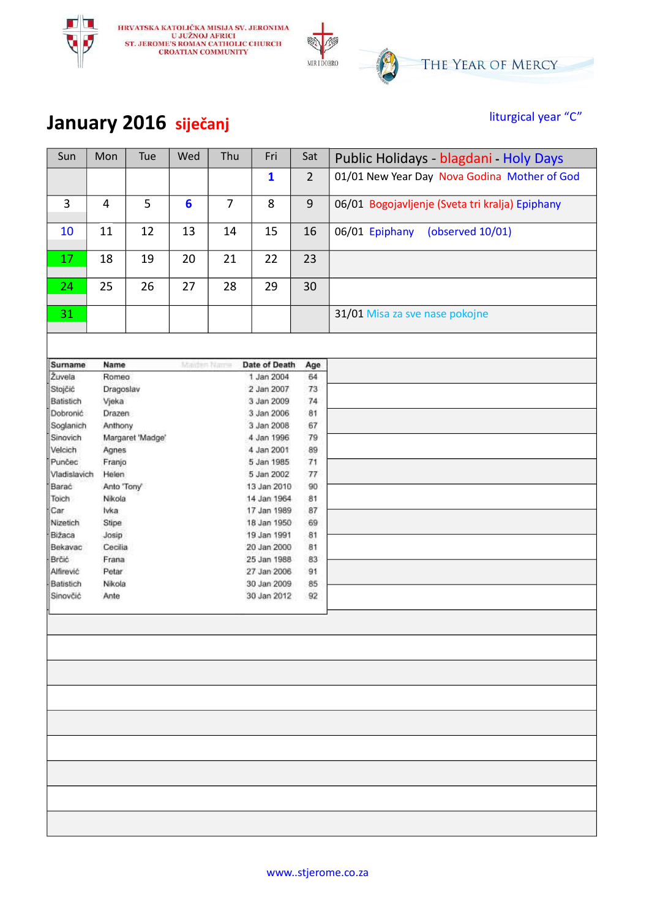HRVATSKA KATOLIČKA MISIJA SV. JERONIMA
U JUŽNOJ AFRICI
ST. JEROME'S ROMAN CATHOLIC CHURCH
CROATIAN COMMUNITY

MIR I DOBRO

THE YEAR OF MERCY

# January 2016 siječanj

liturgical year "C"

| Sun | Mon | Tue | Wed | Thu | Fri | Sat | Public Holidays - blagdani - Holy Days |
|---|---|---|---|---|---|---|---|
| | | | | | 1 | 2 | 01/01 New Year Day Nova Godina Mother of God |
| 3 | 4 | 5 | 6 | 7 | 8 | 9 | 06/01 Bogojavljenje (Sveta tri kralja) Epiphany |
| 10 | 11 | 12 | 13 | 14 | 15 | 16 | 06/01 Epiphany (observed 10/01) |
| 17 | 18 | 19 | 20 | 21 | 22 | 23 | |
| 24 | 25 | 26 | 27 | 28 | 29 | 30 | |
| 31 | | | | | | | 31/01 Misa za sve nase pokojne |

| Surname | Name | Maiden Name | Date of Death | Age |
|---|---|---|---|---|
| Žuvela | Romeo | | 1 Jan 2004 | 64 |
| Stojčić | Dragoslav | | 2 Jan 2007 | 73 |
| Batistich | Vjeka | | 3 Jan 2009 | 74 |
| Dobronić | Drazen | | 3 Jan 2006 | 81 |
| Soglanich | Anthony | | 3 Jan 2008 | 67 |
| Sinovich | Margaret 'Madge' | | 4 Jan 1996 | 79 |
| Velcich | Agnes | | 4 Jan 2001 | 89 |
| Punčec | Franjo | | 5 Jan 1985 | 71 |
| Vladislavich | Helen | | 5 Jan 2002 | 77 |
| Barać | Anto 'Tony' | | 13 Jan 2010 | 90 |
| Toich | Nikola | | 14 Jan 1964 | 81 |
| Car | Ivka | | 17 Jan 1989 | 87 |
| Nizetich | Stipe | | 18 Jan 1950 | 69 |
| Božaca | Josip | | 19 Jan 1991 | 81 |
| Bekavac | Cecilia | | 20 Jan 2000 | 81 |
| Brčić | Frana | | 25 Jan 1988 | 83 |
| Alfirević | Petar | | 27 Jan 2006 | 91 |
| Batistich | Nikola | | 30 Jan 2009 | 85 |
| Sinovčić | Ante | | 30 Jan 2012 | 92 |

www..stjerome.co.za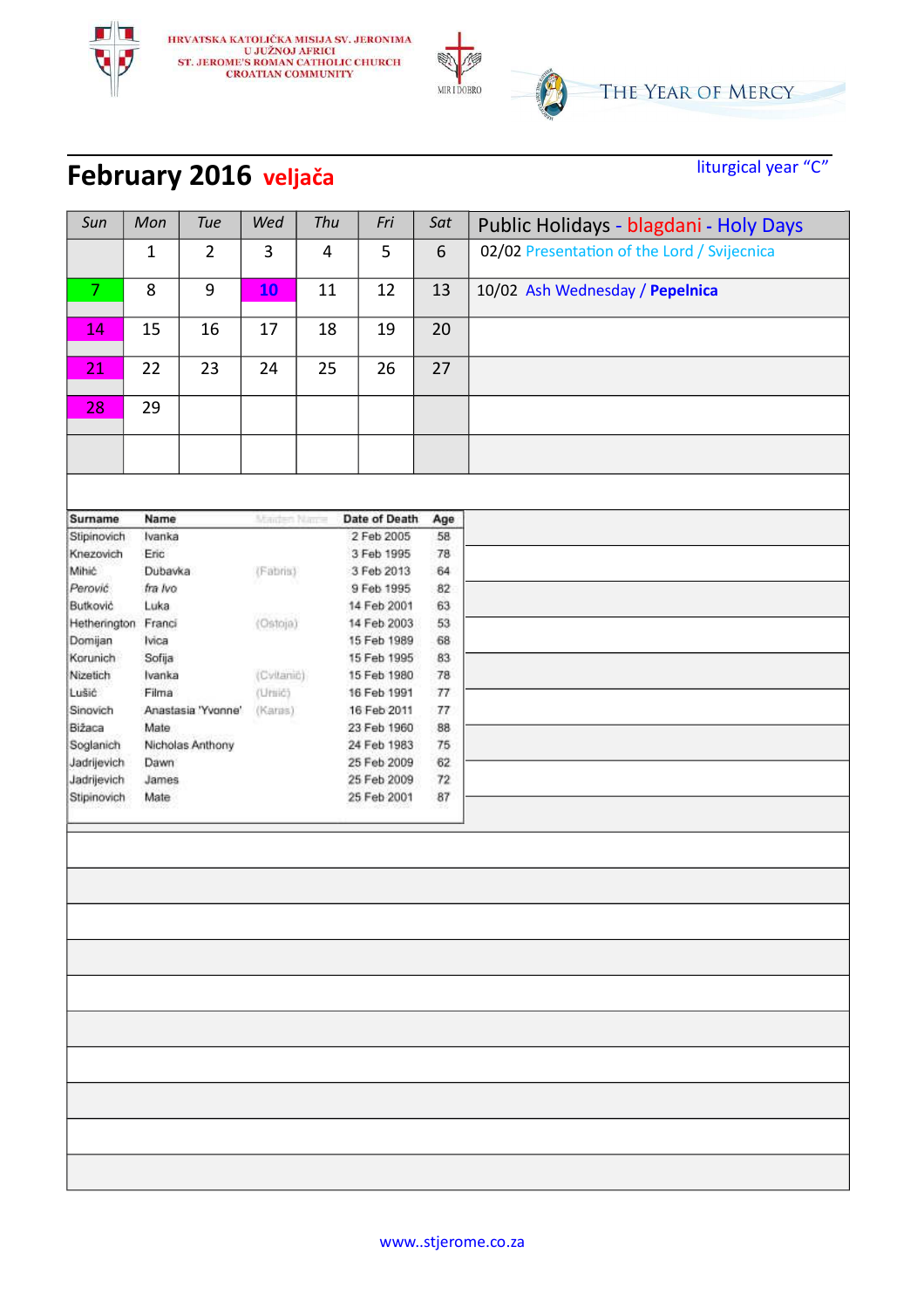HRVATSKA KATOLIČKA MISIJA SV. JERONIMA
U JUŽNOJ AFRICI
ST. JEROME'S ROMAN CATHOLIC CHURCH
CROATIAN COMMUNITY

MIR I DOBRO

THE YEAR OF MERCY

# February 2016 veljača

liturgical year "C"

| Sun | Mon | Tue | Wed | Thu | Fri | Sat |
|---|---|---|---|---|---|---|
| | 1 | 2 | 3 | 4 | 5 | 6 |
| 7 | 8 | 9 | 10 | 11 | 12 | 13 |
| 14 | 15 | 16 | 17 | 18 | 19 | 20 |
| 21 | 22 | 23 | 24 | 25 | 26 | 27 |
| 28 | 29 | | | | | |

## Public Holidays - blagdani - Holy Days

02/02 Presentation of the Lord / Svijecnica

10/02 Ash Wednesday / **Pepelnica**

| Surname | Name | Maiden Name | Date of Death | Age |
|---|---|---|---|---|
| Stipinovich | Ivanka | | 2 Feb 2005 | 58 |
| Knezovich | Eric | | 3 Feb 1995 | 78 |
| Mihić | Dubavka | (Fabris) | 3 Feb 2013 | 64 |
| *Perović* | *fra Ivo* | | 9 Feb 1995 | 82 |
| Butković | Luka | | 14 Feb 2001 | 63 |
| Hetherington | Franci | (Ostoja) | 14 Feb 2003 | 53 |
| Domijan | Ivica | | 15 Feb 1989 | 68 |
| Korunich | Sofija | | 15 Feb 1995 | 83 |
| Nizetich | Ivanka | (Cvitanić) | 15 Feb 1980 | 78 |
| Lušić | Filma | (Ursić) | 16 Feb 1991 | 77 |
| Sinovich | Anastasia 'Yvonne' | (Karas) | 16 Feb 2011 | 77 |
| Bižaca | Mate | | 23 Feb 1960 | 88 |
| Soglanich | Nicholas Anthony | | 24 Feb 1983 | 75 |
| Jadrijevich | Dawn | | 25 Feb 2009 | 62 |
| Jadrijevich | James | | 25 Feb 2009 | 72 |
| Stipinovich | Mate | | 25 Feb 2001 | 87 |

www..stjerome.co.za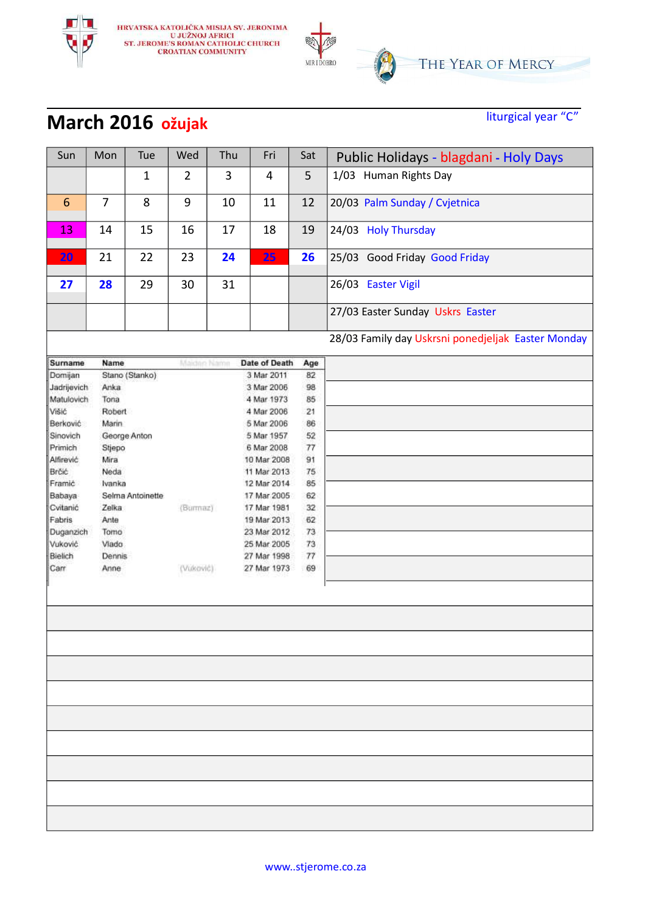HRVATSKA KATOLIČKA MISIJA SV. JERONIMA
U JUŽNOJ AFRICI
ST. JEROME'S ROMAN CATHOLIC CHURCH
CROATIAN COMMUNITY

MIR I DOBRO

THE YEAR OF MERCY

# March 2016 ožujak

liturgical year "C"

| Sun | Mon | Tue | Wed | Thu | Fri | Sat |
|---|---|---|---|---|---|---|
| | | 1 | 2 | 3 | 4 | 5 |
| 6 | 7 | 8 | 9 | 10 | 11 | 12 |
| 13 | 14 | 15 | 16 | 17 | 18 | 19 |
| **20** | 21 | 22 | 23 | **24** | **25** | **26** |
| **27** | **28** | 29 | 30 | 31 | | |
| | | | | | | |

## Public Holidays - blagdani - Holy Days

- 1/03 Human Rights Day
- 20/03 Palm Sunday / Cvjetnica
- 24/03 Holy Thursday
- 25/03 Good Friday Good Friday
- 26/03 Easter Vigil
- 27/03 Easter Sunday Uskrs Easter
- 28/03 Family day Uskrsni ponedjeljak Easter Monday

| Surname | Name | Maiden Name | Date of Death | Age |
|---|---|---|---|---|
| Domijan | Stano (Stanko) | | 3 Mar 2011 | 82 |
| Jadrijevich | Anka | | 3 Mar 2006 | 98 |
| Matulovich | Tona | | 4 Mar 1973 | 85 |
| Višić | Robert | | 4 Mar 2006 | 21 |
| Berković | Marin | | 5 Mar 2006 | 86 |
| Sinovich | George Anton | | 5 Mar 1957 | 52 |
| Primich | Stjepo | | 6 Mar 2008 | 77 |
| Alfirević | Mira | | 10 Mar 2008 | 91 |
| Brčić | Neda | | 11 Mar 2013 | 75 |
| Framić | Ivanka | | 12 Mar 2014 | 85 |
| Babaya | Selma Antoinette | | 17 Mar 2005 | 62 |
| Cvitanić | Zelka | (Burmaz) | 17 Mar 1981 | 32 |
| Fabris | Ante | | 19 Mar 2013 | 62 |
| Duganzich | Tomo | | 23 Mar 2012 | 73 |
| Vuković | Vlado | | 25 Mar 2005 | 73 |
| Bielich | Dennis | | 27 Mar 1998 | 77 |
| Carr | Anne | (Vuković) | 27 Mar 1973 | 69 |

www..stjerome.co.za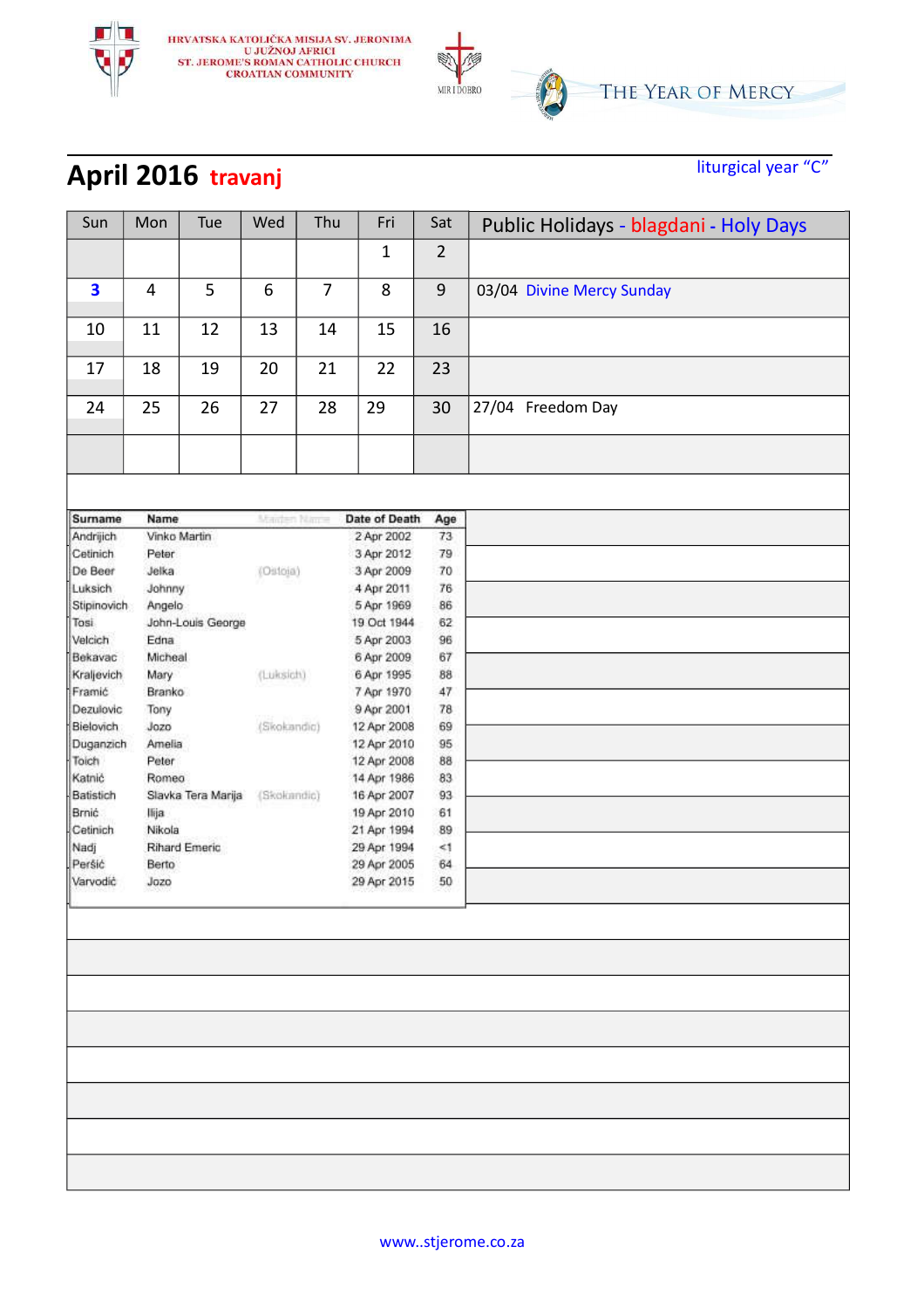HRVATSKA KATOLIČKA MISIJA SV. JERONIMA
U JUŽNOJ AFRICI
ST. JEROME'S ROMAN CATHOLIC CHURCH
CROATIAN COMMUNITY

MIR I DOBRO

THE YEAR OF MERCY

# April 2016 travanj

liturgical year "C"

| Sun | Mon | Tue | Wed | Thu | Fri | Sat | Public Holidays - blagdani - Holy Days |
|---|---|---|---|---|---|---|---|
| | | | | | 1 | 2 | |
| 3 | 4 | 5 | 6 | 7 | 8 | 9 | 03/04 Divine Mercy Sunday |
| 10 | 11 | 12 | 13 | 14 | 15 | 16 | |
| 17 | 18 | 19 | 20 | 21 | 22 | 23 | |
| 24 | 25 | 26 | 27 | 28 | 29 | 30 | 27/04 Freedom Day |
| | | | | | | | |

| Surname | Name | Maiden Name | Date of Death | Age |
|---|---|---|---|---|
| Andrijich | Vinko Martin | | 2 Apr 2002 | 73 |
| Cetinich | Peter | | 3 Apr 2012 | 79 |
| De Beer | Jelka | (Ostoja) | 3 Apr 2009 | 70 |
| Luksich | Johnny | | 4 Apr 2011 | 76 |
| Stipinovich | Angelo | | 5 Apr 1969 | 86 |
| Tosi | John-Louis George | | 19 Oct 1944 | 62 |
| Velcich | Edna | | 5 Apr 2003 | 96 |
| Bekavac | Micheal | | 6 Apr 2009 | 67 |
| Kraljevich | Mary | (Luksich) | 6 Apr 1995 | 88 |
| Framić | Branko | | 7 Apr 1970 | 47 |
| Dezulovic | Tony | | 9 Apr 2001 | 78 |
| Bielovich | Jozo | (Skokandic) | 12 Apr 2008 | 69 |
| Duganzich | Amelia | | 12 Apr 2010 | 95 |
| Toich | Peter | | 12 Apr 2008 | 88 |
| Katnić | Romeo | | 14 Apr 1986 | 83 |
| Batistich | Slavka Tera Marija | (Skokandic) | 16 Apr 2007 | 93 |
| Brnić | Ilija | | 19 Apr 2010 | 61 |
| Cetinich | Nikola | | 21 Apr 1994 | 89 |
| Nadj | Rihard Emeric | | 29 Apr 1994 | <1 |
| Peršić | Berto | | 29 Apr 2005 | 64 |
| Varvodić | Jozo | | 29 Apr 2015 | 50 |

www..stjerome.co.za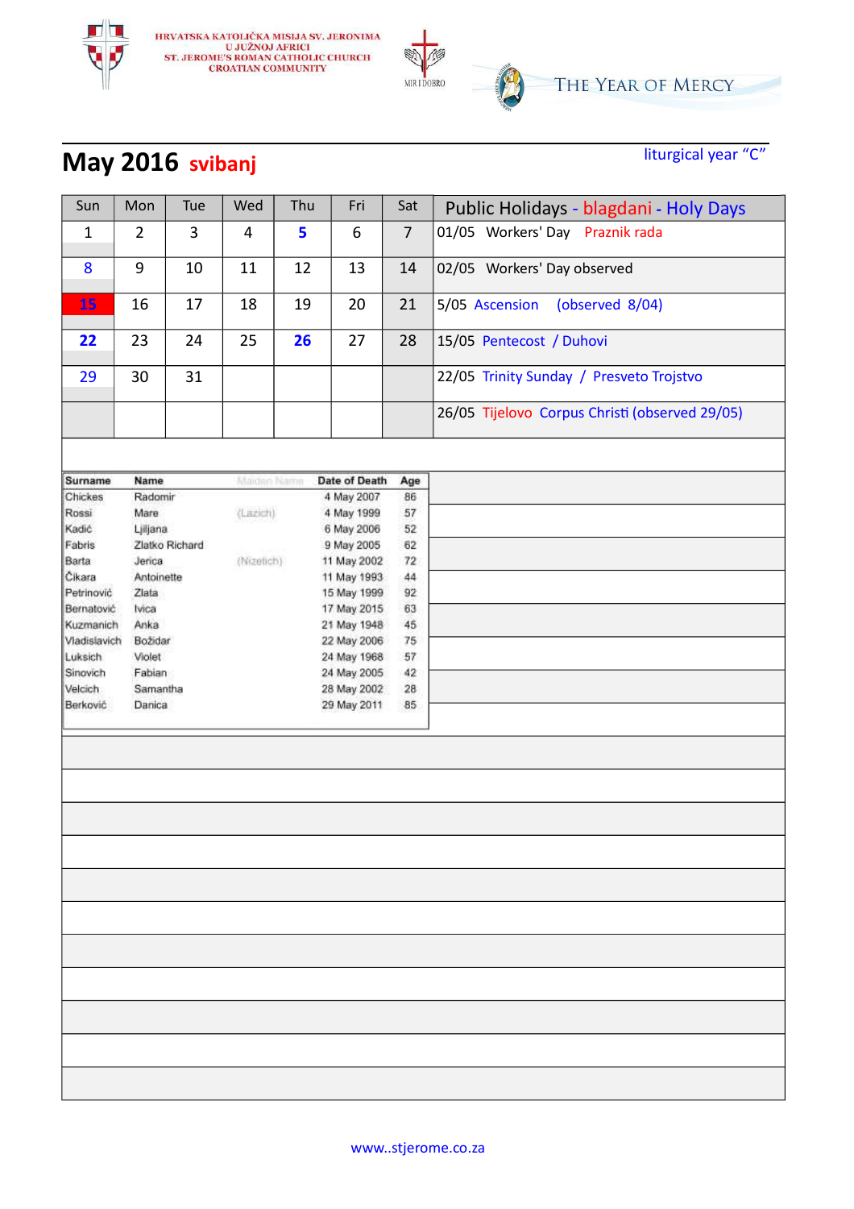HRVATSKA KATOLIČKA MISIJA SV. JERONIMA
U JUŽNOJ AFRICI
ST. JEROME'S ROMAN CATHOLIC CHURCH
CROATIAN COMMUNITY

MIR I DOBRO

THE YEAR OF MERCY

# May 2016 svibanj

liturgical year "C"

| Sun | Mon | Tue | Wed | Thu | Fri | Sat | Public Holidays - blagdani - Holy Days |
|---|---|---|---|---|---|---|---|
| 1 | 2 | 3 | 4 | 5 | 6 | 7 | 01/05 Workers' Day Praznik rada |
| 8 | 9 | 10 | 11 | 12 | 13 | 14 | 02/05 Workers' Day observed |
| 15 | 16 | 17 | 18 | 19 | 20 | 21 | 5/05 Ascension (observed 8/04) |
| 22 | 23 | 24 | 25 | 26 | 27 | 28 | 15/05 Pentecost / Duhovi |
| 29 | 30 | 31 | | | | | 22/05 Trinity Sunday / Presveto Trojstvo |
| | | | | | | | 26/05 Tijelovo Corpus Christi (observed 29/05) |

| Surname | Name | Maiden Name | Date of Death | Age |
|---|---|---|---|---|
| Chickes | Radomir | | 4 May 2007 | 86 |
| Rossi | Mare | (Lazich) | 4 May 1999 | 57 |
| Kadić | Ljiljana | | 6 May 2006 | 52 |
| Fabris | Zlatko Richard | | 9 May 2005 | 62 |
| Barta | Jerica | (Nizetich) | 11 May 2002 | 72 |
| Čikara | Antoinette | | 11 May 1993 | 44 |
| Petrinović | Zlata | | 15 May 1999 | 92 |
| Bernatović | Ivica | | 17 May 2015 | 63 |
| Kuzmanich | Anka | | 21 May 1948 | 45 |
| Vladislavich | Božidar | | 22 May 2006 | 75 |
| Luksich | Violet | | 24 May 1968 | 57 |
| Sinovich | Fabian | | 24 May 2005 | 42 |
| Velcich | Samantha | | 28 May 2002 | 28 |
| Berković | Danica | | 29 May 2011 | 85 |

www..stjerome.co.za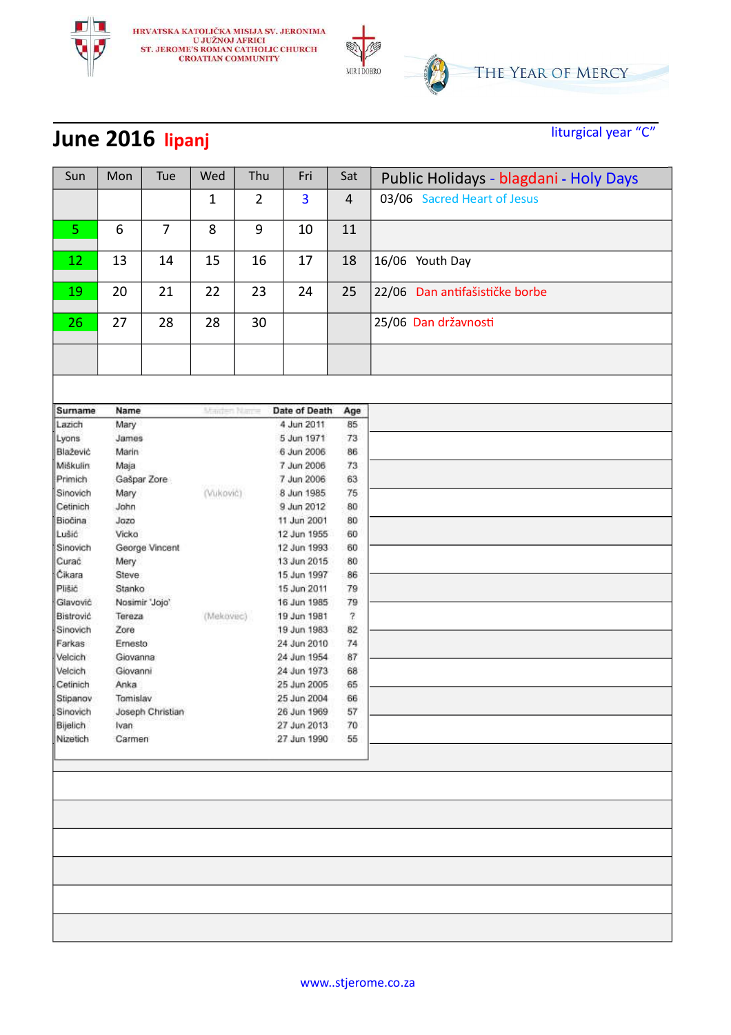HRVATSKA KATOLIČKA MISIJA SV. JERONIMA U JUŽNOJ AFRICI
ST. JEROME'S ROMAN CATHOLIC CHURCH CROATIAN COMMUNITY

MIR I DOBRO

THE YEAR OF MERCY

# June 2016 lipanj

liturgical year "C"

| Sun | Mon | Tue | Wed | Thu | Fri | Sat | Public Holidays - blagdani - Holy Days |
|---|---|---|---|---|---|---|---|
| | | | 1 | 2 | 3 | 4 | 03/06 Sacred Heart of Jesus |
| 5 | 6 | 7 | 8 | 9 | 10 | 11 | |
| 12 | 13 | 14 | 15 | 16 | 17 | 18 | 16/06 Youth Day |
| 19 | 20 | 21 | 22 | 23 | 24 | 25 | 22/06 Dan antifašističke borbe |
| 26 | 27 | 28 | 28 | 30 | | | 25/06 Dan državnosti |

| Surname | Name | Maiden Name | Date of Death | Age |
|---|---|---|---|---|
| Lazich | Mary | | 4 Jun 2011 | 85 |
| Lyons | James | | 5 Jun 1971 | 73 |
| Blažević | Marin | | 6 Jun 2006 | 86 |
| Miškulin | Maja | | 7 Jun 2006 | 73 |
| Primich | Gašpar Zore | | 7 Jun 2006 | 63 |
| Sinovich | Mary | (Vuković) | 8 Jun 1985 | 75 |
| Cetinich | John | | 9 Jun 2012 | 80 |
| Biočina | Jozo | | 11 Jun 2001 | 80 |
| Lušić | Vicko | | 12 Jun 1955 | 60 |
| Sinovich | George Vincent | | 12 Jun 1993 | 60 |
| Curać | Mery | | 13 Jun 2015 | 80 |
| Čikara | Steve | | 15 Jun 1997 | 86 |
| Plišić | Stanko | | 15 Jun 2011 | 79 |
| Glavović | Nosimir 'Jojo' | | 16 Jun 1985 | 79 |
| Bistrović | Tereza | (Mekovec) | 19 Jun 1981 | ? |
| Sinovich | Zore | | 19 Jun 1983 | 82 |
| Farkas | Ernesto | | 24 Jun 2010 | 74 |
| Velcich | Giovanna | | 24 Jun 1954 | 87 |
| Velcich | Giovanni | | 24 Jun 1973 | 68 |
| Cetinich | Anka | | 25 Jun 2005 | 65 |
| Stipanov | Tomislav | | 25 Jun 2004 | 66 |
| Sinovich | Joseph Christian | | 26 Jun 1969 | 57 |
| Bijelich | Ivan | | 27 Jun 2013 | 70 |
| Nizetich | Carmen | | 27 Jun 1990 | 55 |

www..stjerome.co.za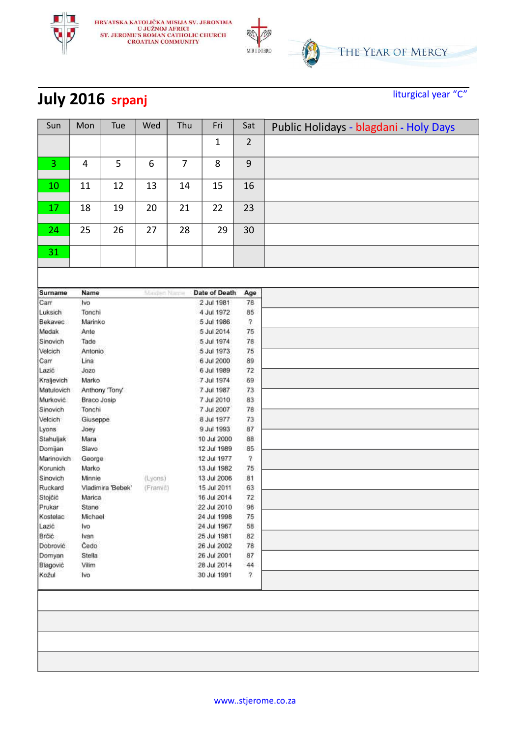HRVATSKA KATOLIČKA MISIJA SV. JERONIMA U JUŽNOJ AFRICI
ST. JEROME'S ROMAN CATHOLIC CHURCH CROATIAN COMMUNITY

MIR I DOBRO

THE YEAR OF MERCY

# July 2016 srpanj

liturgical year "C"

| Sun | Mon | Tue | Wed | Thu | Fri | Sat | Public Holidays - blagdani - Holy Days |
|---|---|---|---|---|---|---|---|
| | | | | | 1 | 2 | |
| 3 | 4 | 5 | 6 | 7 | 8 | 9 | |
| 10 | 11 | 12 | 13 | 14 | 15 | 16 | |
| 17 | 18 | 19 | 20 | 21 | 22 | 23 | |
| 24 | 25 | 26 | 27 | 28 | 29 | 30 | |
| 31 | | | | | | | |

| Surname | Name | Maiden Name | Date of Death | Age |
|---|---|---|---|---|
| Carr | Ivo | | 2 Jul 1981 | 78 |
| Luksich | Tonchi | | 4 Jul 1972 | 85 |
| Bekavec | Marinko | | 5 Jul 1986 | ? |
| Medak | Ante | | 5 Jul 2014 | 75 |
| Sinovich | Tade | | 5 Jul 1974 | 78 |
| Velcich | Antonio | | 5 Jul 1973 | 75 |
| Carr | Lina | | 6 Jul 2000 | 89 |
| Lazić | Jozo | | 6 Jul 1989 | 72 |
| Kraljevich | Marko | | 7 Jul 1974 | 69 |
| Matulovich | Anthony 'Tony' | | 7 Jul 1987 | 73 |
| Murković | Braco Josip | | 7 Jul 2010 | 83 |
| Sinovich | Tonchi | | 7 Jul 2007 | 78 |
| Velcich | Giuseppe | | 8 Jul 1977 | 73 |
| Lyons | Joey | | 9 Jul 1993 | 87 |
| Stahuljak | Mara | | 10 Jul 2000 | 88 |
| Domijan | Slavo | | 12 Jul 1989 | 85 |
| Marinovich | George | | 12 Jul 1977 | ? |
| Korunich | Marko | | 13 Jul 1982 | 75 |
| Sinovich | Minnie | (Lyons) | 13 Jul 2006 | 81 |
| Ruckard | Vladimira 'Bebek' | (Framić) | 15 Jul 2011 | 63 |
| Stojčić | Marica | | 16 Jul 2014 | 72 |
| Prukar | Stane | | 22 Jul 2010 | 96 |
| Kostelac | Michael | | 24 Jul 1998 | 75 |
| Lazić | Ivo | | 24 Jul 1967 | 58 |
| Brčić | Ivan | | 25 Jul 1981 | 82 |
| Dobrović | Čedo | | 26 Jul 2002 | 78 |
| Domyan | Stella | | 26 Jul 2001 | 87 |
| Blagović | Vilim | | 28 Jul 2014 | 44 |
| Kožul | Ivo | | 30 Jul 1991 | ? |

www..stjerome.co.za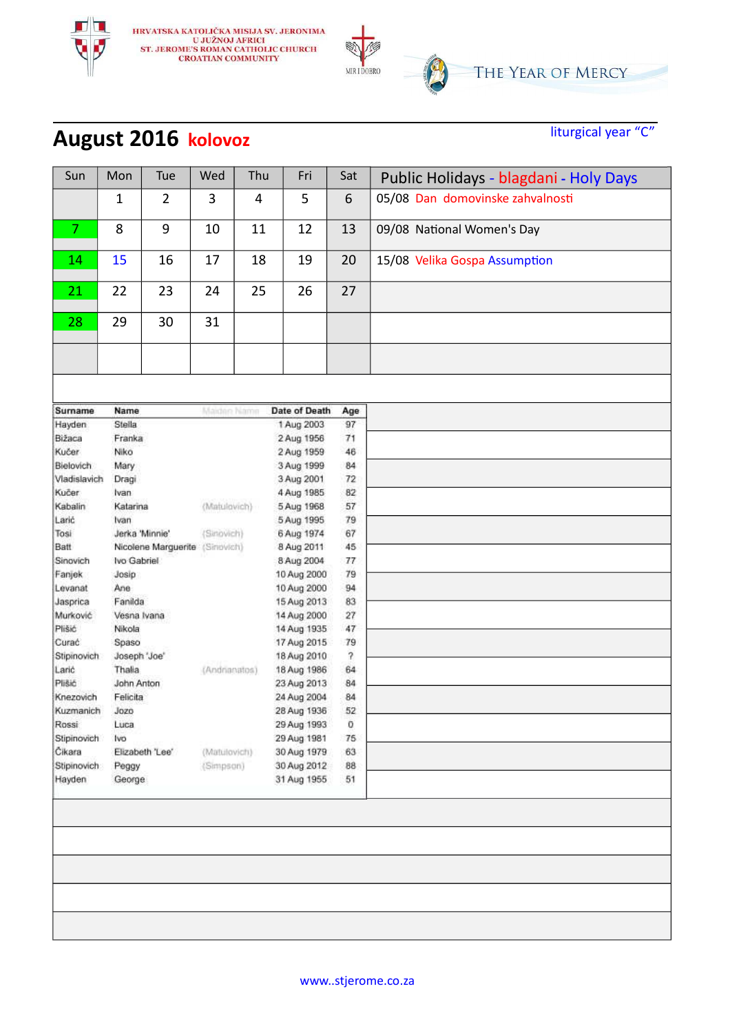HRVATSKA KATOLIČKA MISIJA SV. JERONIMA
U JUŽNOJ AFRICI
ST. JEROME'S ROMAN CATHOLIC CHURCH
CROATIAN COMMUNITY

MIR I DOBRO

THE YEAR OF MERCY

liturgical year "C"

# August 2016 kolovoz

| Sun | Mon | Tue | Wed | Thu | Fri | Sat | Public Holidays - blagdani - Holy Days |
|---|---|---|---|---|---|---|---|
| | 1 | 2 | 3 | 4 | 5 | 6 | 05/08 Dan domovinske zahvalnosti |
| 7 | 8 | 9 | 10 | 11 | 12 | 13 | 09/08 National Women's Day |
| 14 | 15 | 16 | 17 | 18 | 19 | 20 | 15/08 Velika Gospa Assumption |
| 21 | 22 | 23 | 24 | 25 | 26 | 27 | |
| 28 | 29 | 30 | 31 | | | | |

| Surname | Name | Maiden Name | Date of Death | Age |
|---|---|---|---|---|
| Hayden | Stella | | 1 Aug 2003 | 97 |
| Bižaca | Franka | | 2 Aug 1956 | 71 |
| Kučer | Niko | | 2 Aug 1959 | 46 |
| Bielovich | Mary | | 3 Aug 1999 | 84 |
| Vladislavich | Dragi | | 3 Aug 2001 | 72 |
| Kučer | Ivan | | 4 Aug 1985 | 82 |
| Kabalin | Katarina | (Matulovich) | 5 Aug 1968 | 57 |
| Larić | Ivan | | 5 Aug 1995 | 79 |
| Tosi | Jerka 'Minnie' | (Sinovich) | 6 Aug 1974 | 67 |
| Batt | Nicolene Marguerite | (Sinovich) | 8 Aug 2011 | 45 |
| Sinovich | Ivo Gabriel | | 8 Aug 2004 | 77 |
| Fanjek | Josip | | 10 Aug 2000 | 79 |
| Levanat | Ane | | 10 Aug 2000 | 94 |
| Jasprica | Fanilda | | 15 Aug 2013 | 83 |
| Murković | Vesna Ivana | | 14 Aug 2000 | 27 |
| Plišić | Nikola | | 14 Aug 1935 | 47 |
| Curać | Spaso | | 17 Aug 2015 | 79 |
| Stipinovich | Joseph 'Joe' | | 18 Aug 2010 | ? |
| Larić | Thalia | (Andrianatos) | 18 Aug 1986 | 64 |
| Plišić | John Anton | | 23 Aug 2013 | 84 |
| Knezovich | Felicita | | 24 Aug 2004 | 84 |
| Kuzmanich | Jozo | | 28 Aug 1936 | 52 |
| Rossi | Luca | | 29 Aug 1993 | 0 |
| Stipinovich | Ivo | | 29 Aug 1981 | 75 |
| Čikara | Elizabeth 'Lee' | (Matulovich) | 30 Aug 1979 | 63 |
| Stipinovich | Peggy | (Simpson) | 30 Aug 2012 | 88 |
| Hayden | George | | 31 Aug 1955 | 51 |

www..stjerome.co.za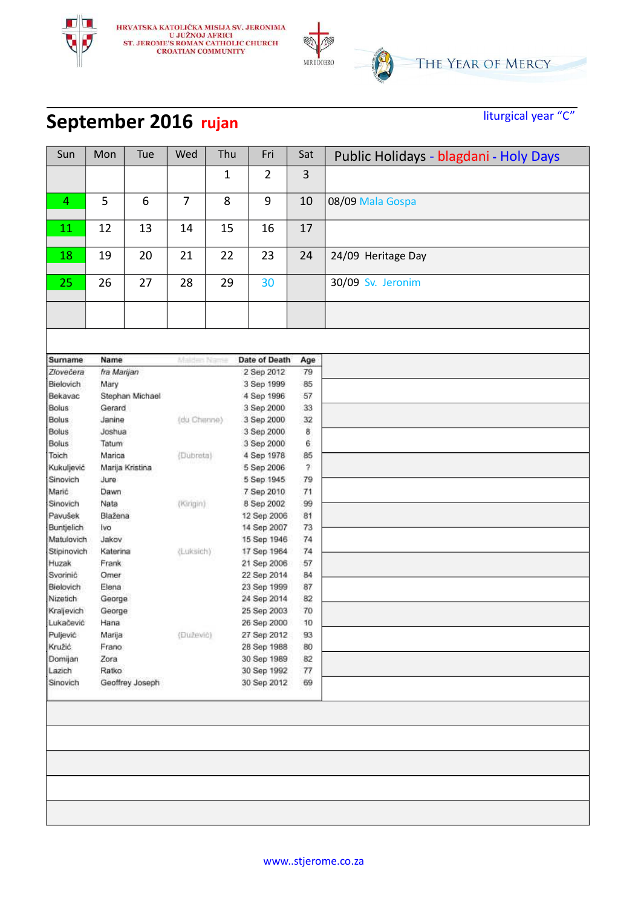HRVATSKA KATOLIČKA MISIJA SV. JERONIMA
U JUŽNOJ AFRICI
ST. JEROME'S ROMAN CATHOLIC CHURCH
CROATIAN COMMUNITY

MIR I DOBRO

THE YEAR OF MERCY

# September 2016 rujan

liturgical year "C"

| Sun | Mon | Tue | Wed | Thu | Fri | Sat | Public Holidays - blagdani - Holy Days |
|---|---|---|---|---|---|---|---|
| | | | | 1 | 2 | 3 | |
| 4 | 5 | 6 | 7 | 8 | 9 | 10 | 08/09 Mala Gospa |
| 11 | 12 | 13 | 14 | 15 | 16 | 17 | |
| 18 | 19 | 20 | 21 | 22 | 23 | 24 | 24/09 Heritage Day |
| 25 | 26 | 27 | 28 | 29 | 30 | | 30/09 Sv. Jeronim |
| | | | | | | | |

| Surname | Name | Maiden Name | Date of Death | Age |
|---|---|---|---|---|
| *Zlovečera* | *fra Marijan* | | 2 Sep 2012 | 79 |
| Bielovich | Mary | | 3 Sep 1999 | 85 |
| Bekavac | Stephan Michael | | 4 Sep 1996 | 57 |
| Bolus | Gerard | | 3 Sep 2000 | 33 |
| Bolus | Janine | (du Chenne) | 3 Sep 2000 | 32 |
| Bolus | Joshua | | 3 Sep 2000 | 8 |
| Bolus | Tatum | | 3 Sep 2000 | 6 |
| Toich | Marica | (Dubreta) | 4 Sep 1978 | 85 |
| Kukuljević | Marija Kristina | | 5 Sep 2006 | ? |
| Sinovich | Jure | | 5 Sep 1945 | 79 |
| Marić | Dawn | | 7 Sep 2010 | 71 |
| Sinovich | Nata | (Kirigin) | 8 Sep 2002 | 99 |
| Pavušek | Blažena | | 12 Sep 2006 | 81 |
| Buntjelich | Ivo | | 14 Sep 2007 | 73 |
| Matulovich | Jakov | | 15 Sep 1946 | 74 |
| Stipinovich | Katerina | (Luksich) | 17 Sep 1964 | 74 |
| Huzak | Frank | | 21 Sep 2006 | 57 |
| Svorinić | Omer | | 22 Sep 2014 | 84 |
| Bielovich | Elena | | 23 Sep 1999 | 87 |
| Nizetich | George | | 24 Sep 2014 | 82 |
| Kraljevich | George | | 25 Sep 2003 | 70 |
| Lukačević | Hana | | 26 Sep 2000 | 10 |
| Puljević | Marija | (Dužević) | 27 Sep 2012 | 93 |
| Kružić | Frano | | 28 Sep 1988 | 80 |
| Domijan | Zora | | 30 Sep 1989 | 82 |
| Lazich | Ratko | | 30 Sep 1992 | 77 |
| Sinovich | Geoffrey Joseph | | 30 Sep 2012 | 69 |

www..stjerome.co.za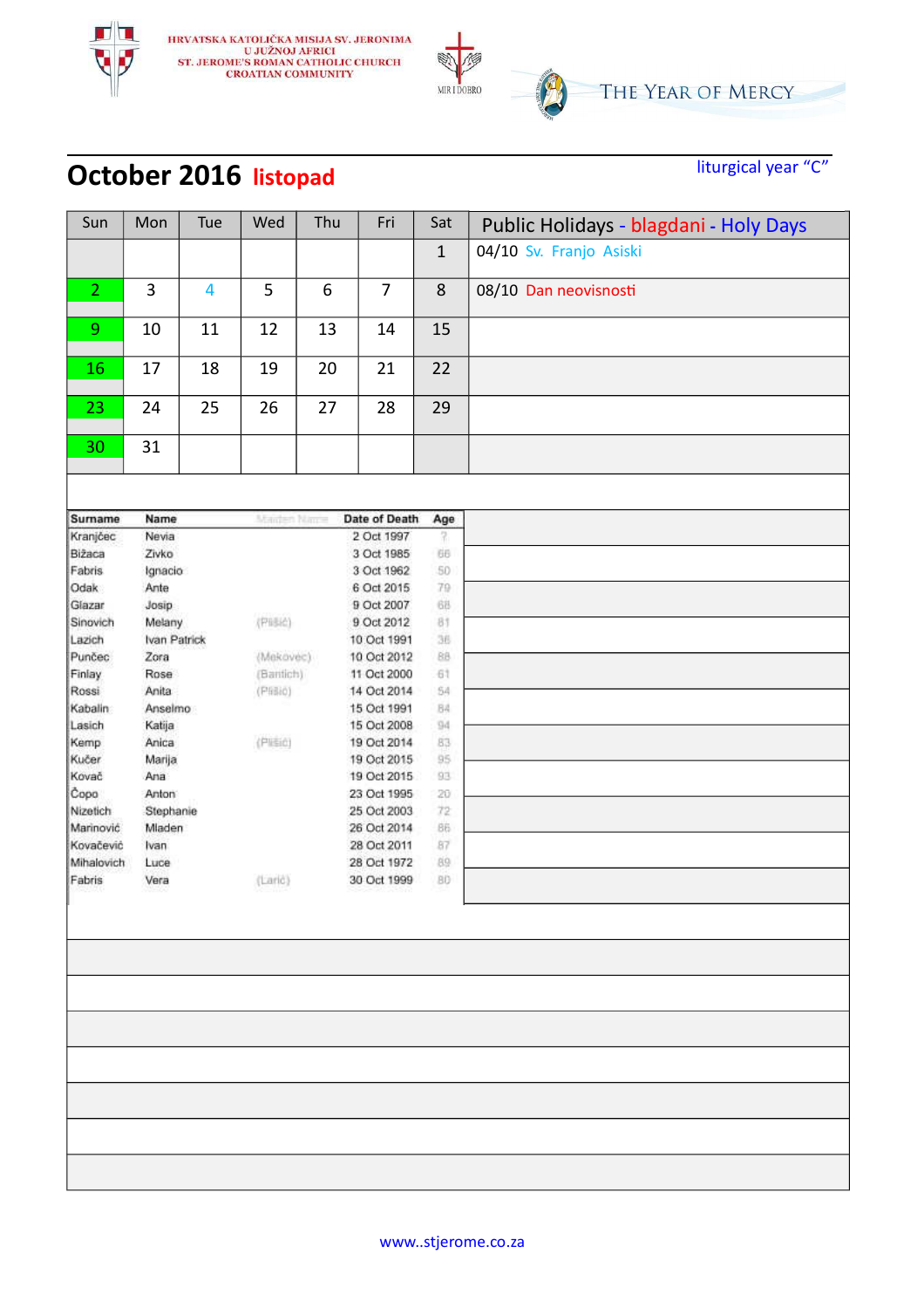HRVATSKA KATOLIČKA MISIJA SV. JERONIMA
U JUŽNOJ AFRICI
ST. JEROME'S ROMAN CATHOLIC CHURCH
CROATIAN COMMUNITY

MIR I DOBRO

THE YEAR OF MERCY

liturgical year "C"

# October 2016 listopad

| Sun | Mon | Tue | Wed | Thu | Fri | Sat | Public Holidays - blagdani - Holy Days |
|---|---|---|---|---|---|---|---|
| | | | | | | 1 | 04/10 Sv. Franjo Asiski |
| 2 | 3 | 4 | 5 | 6 | 7 | 8 | 08/10 Dan neovisnosti |
| 9 | 10 | 11 | 12 | 13 | 14 | 15 | |
| 16 | 17 | 18 | 19 | 20 | 21 | 22 | |
| 23 | 24 | 25 | 26 | 27 | 28 | 29 | |
| 30 | 31 | | | | | | |

| Surname | Name | Maiden Name | Date of Death | Age |
|---|---|---|---|---|
| Kranjčec | Nevia | | 2 Oct 1997 | ? |
| Bižaca | Zivko | | 3 Oct 1985 | 66 |
| Fabris | Ignacio | | 3 Oct 1962 | 50 |
| Odak | Ante | | 6 Oct 2015 | 79 |
| Glazar | Josip | | 9 Oct 2007 | 68 |
| Sinovich | Melany | (Plišić) | 9 Oct 2012 | 81 |
| Lazich | Ivan Patrick | | 10 Oct 1991 | 36 |
| Punčec | Zora | (Mekovec) | 10 Oct 2012 | 88 |
| Finlay | Rose | (Bantich) | 11 Oct 2000 | 61 |
| Rossi | Anita | (Plišić) | 14 Oct 2014 | 54 |
| Kabalin | Anselmo | | 15 Oct 1991 | 84 |
| Lasich | Katija | | 15 Oct 2008 | 94 |
| Kemp | Anica | (Plišić) | 19 Oct 2014 | 83 |
| Kučer | Marija | | 19 Oct 2015 | 95 |
| Kovač | Ana | | 19 Oct 2015 | 93 |
| Čopo | Anton | | 23 Oct 1995 | 20 |
| Nizetich | Stephanie | | 25 Oct 2003 | 72 |
| Marinović | Mladen | | 26 Oct 2014 | 86 |
| Kovačević | Ivan | | 28 Oct 2011 | 87 |
| Mihalovich | Luce | | 28 Oct 1972 | 89 |
| Fabris | Vera | (Larić) | 30 Oct 1999 | 80 |

www..stjerome.co.za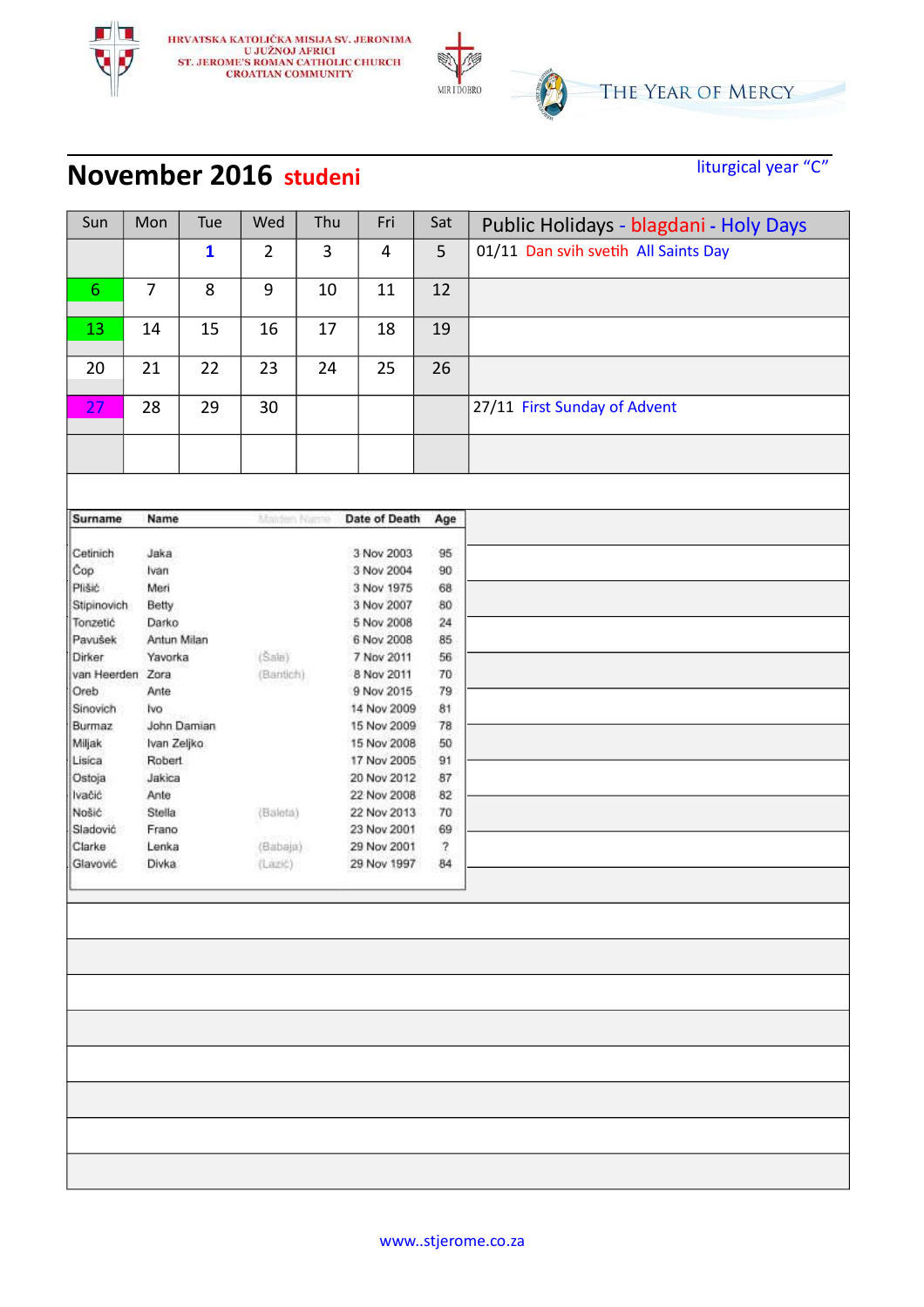HRVATSKA KATOLIČKA MISIJA SV. JERONIMA
U JUŽNOJ AFRICI
ST. JEROME'S ROMAN CATHOLIC CHURCH
CROATIAN COMMUNITY

MIR I DOBRO

THE YEAR OF MERCY

# November 2016 studeni

liturgical year "C"

| Sun | Mon | Tue | Wed | Thu | Fri | Sat |
|---|---|---|---|---|---|---|
| | | 1 | 2 | 3 | 4 | 5 |
| 6 | 7 | 8 | 9 | 10 | 11 | 12 |
| 13 | 14 | 15 | 16 | 17 | 18 | 19 |
| 20 | 21 | 22 | 23 | 24 | 25 | 26 |
| 27 | 28 | 29 | 30 | | | |

**Public Holidays - blagdani - Holy Days**

01/11 Dan svih svetih All Saints Day

27/11 First Sunday of Advent

| Surname | Name | Maiden Name | Date of Death | Age |
|---|---|---|---|---|
| Cetinich | Jaka | | 3 Nov 2003 | 95 |
| Čop | Ivan | | 3 Nov 2004 | 90 |
| Plišić | Meri | | 3 Nov 1975 | 68 |
| Stipinovich | Betty | | 3 Nov 2007 | 80 |
| Tonzetić | Darko | | 5 Nov 2008 | 24 |
| Pavušek | Antun Milan | | 6 Nov 2008 | 85 |
| Dirker | Yavorka | (Šale) | 7 Nov 2011 | 56 |
| van Heerden | Zora | (Bantich) | 8 Nov 2011 | 70 |
| Oreb | Ante | | 9 Nov 2015 | 79 |
| Sinovich | Ivo | | 14 Nov 2009 | 81 |
| Burmaz | John Damian | | 15 Nov 2009 | 78 |
| Miljak | Ivan Zeljko | | 15 Nov 2008 | 50 |
| Lisica | Robert | | 17 Nov 2005 | 91 |
| Ostoja | Jakica | | 20 Nov 2012 | 87 |
| Ivačić | Ante | | 22 Nov 2008 | 82 |
| Nošić | Stella | (Baleta) | 22 Nov 2013 | 70 |
| Sladović | Frano | | 23 Nov 2001 | 69 |
| Clarke | Lenka | (Babaja) | 29 Nov 2001 | ? |
| Glavović | Divka | (Lazić) | 29 Nov 1997 | 84 |

www..stjerome.co.za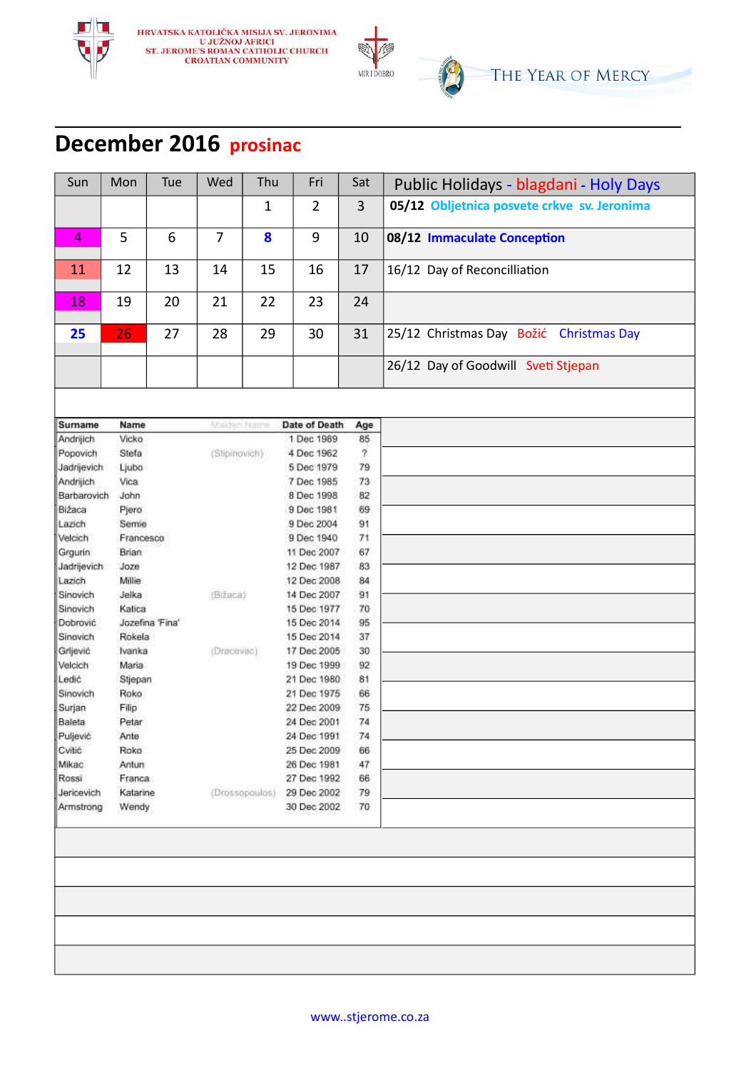HRVATSKA KATOLIČKA MISIJA SV. JERONIMA
U JUŽNOJ AFRICI
ST. JEROME'S ROMAN CATHOLIC CHURCH
CROATIAN COMMUNITY

MIR I DOBRO

THE YEAR OF MERCY

# December 2016 prosinac

| Sun | Mon | Tue | Wed | Thu | Fri | Sat | Public Holidays - blagdani - Holy Days |
|---|---|---|---|---|---|---|---|
| | | | | 1 | 2 | 3 | **05/12 Obljetnica posvete crkve sv. Jeronima** |
| 4 | 5 | 6 | 7 | 8 | 9 | 10 | **08/12 Immaculate Conception** |
| 11 | 12 | 13 | 14 | 15 | 16 | 17 | 16/12 Day of Reconcilliation |
| 18 | 19 | 20 | 21 | 22 | 23 | 24 | |
| 25 | 26 | 27 | 28 | 29 | 30 | 31 | 25/12 Christmas Day Božić Christmas Day |
| | | | | | | | 26/12 Day of Goodwill Sveti Stjepan |

| Surname | Name | Maiden Name | Date of Death | Age |
|---|---|---|---|---|
| Andrijich | Vicko | | 1 Dec 1989 | 85 |
| Popovich | Stefa | (Stipinovich) | 4 Dec 1962 | ? |
| Jadrijevich | Ljubo | | 5 Dec 1979 | 79 |
| Andrijich | Vica | | 7 Dec 1985 | 73 |
| Barbarovich | John | | 8 Dec 1998 | 82 |
| Bižaca | Pjero | | 9 Dec 1981 | 69 |
| Lazich | Semie | | 9 Dec 2004 | 91 |
| Velcich | Francesco | | 9 Dec 1940 | 71 |
| Grgurin | Brian | | 11 Dec 2007 | 67 |
| Jadrijevich | Joze | | 12 Dec 1987 | 83 |
| Lazich | Millie | | 12 Dec 2008 | 84 |
| Sinovich | Jelka | (Bižaca) | 14 Dec 2007 | 91 |
| Sinovich | Katica | | 15 Dec 1977 | 70 |
| Dobrović | Jozefina 'Fina' | | 15 Dec 2014 | 95 |
| Sinovich | Rokela | | 15 Dec 2014 | 37 |
| Grljević | Ivanka | (Dracevac) | 17 Dec 2005 | 30 |
| Velcich | Maria | | 19 Dec 1999 | 92 |
| Ledić | Stjepan | | 21 Dec 1980 | 81 |
| Sinovich | Roko | | 21 Dec 1975 | 66 |
| Surjan | Filip | | 22 Dec 2009 | 75 |
| Baleta | Petar | | 24 Dec 2001 | 74 |
| Puljević | Ante | | 24 Dec 1991 | 74 |
| Cvitić | Roko | | 25 Dec 2009 | 66 |
| Mikac | Antun | | 26 Dec 1981 | 47 |
| Rossi | Franca | | 27 Dec 1992 | 66 |
| Jericevich | Katarine | (Drossopoulos) | 29 Dec 2002 | 79 |
| Armstrong | Wendy | | 30 Dec 2002 | 70 |

www..stjerome.co.za